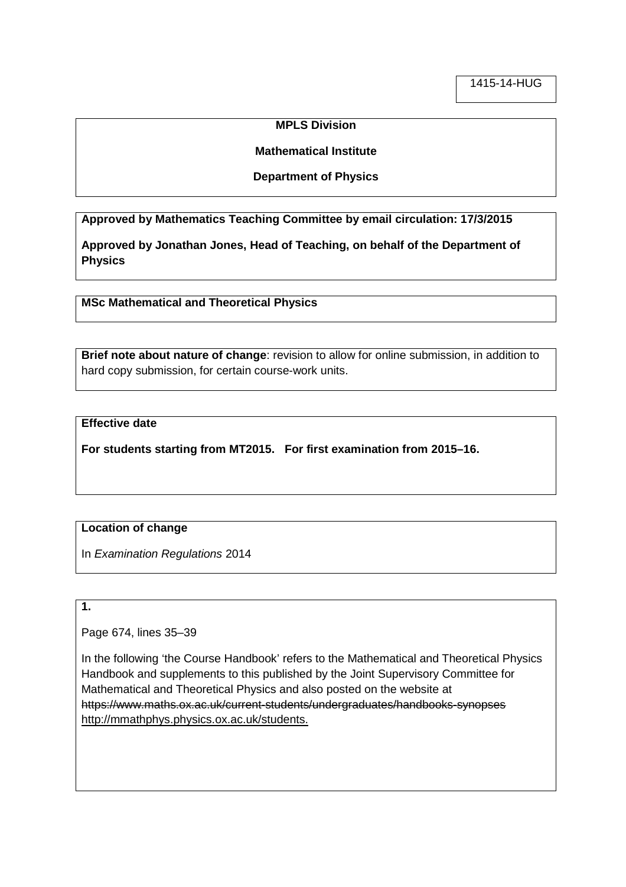1415-14-HUG

**MPLS Division**

**Mathematical Institute**

**Department of Physics**

**Approved by Mathematics Teaching Committee by email circulation: 17/3/2015**

**Approved by Jonathan Jones, Head of Teaching, on behalf of the Department of Physics**

**MSc Mathematical and Theoretical Physics**

**Brief note about nature of change**: revision to allow for online submission, in addition to hard copy submission, for certain course-work units.

**Effective date**

**For students starting from MT2015. For first examination from 2015–16.**

**Location of change**

In *Examination Regulations* 2014

**1.**

Page 674, lines 35–39

In the following 'the Course Handbook' refers to the Mathematical and Theoretical Physics Handbook and supplements to this published by the Joint Supervisory Committee for Mathematical and Theoretical Physics and also posted on the website at ~~https://www.maths.ox.ac.uk/current-students/undergraduates/handbooks-synopses~~ <u>http://mmathphys.physics.ox.ac.uk/students.</u>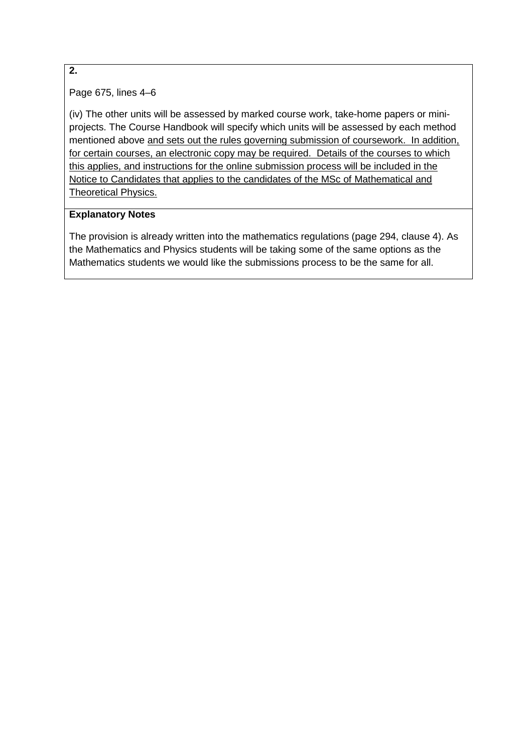**2.**

Page 675, lines 4–6

(iv) The other units will be assessed by marked course work, take-home papers or mini-projects. The Course Handbook will specify which units will be assessed by each method mentioned above <u>and sets out the rules governing submission of coursework. In addition, for certain courses, an electronic copy may be required. Details of the courses to which this applies, and instructions for the online submission process will be included in the Notice to Candidates that applies to the candidates of the MSc of Mathematical and Theoretical Physics.</u>

**Explanatory Notes**

The provision is already written into the mathematics regulations (page 294, clause 4). As the Mathematics and Physics students will be taking some of the same options as the Mathematics students we would like the submissions process to be the same for all.